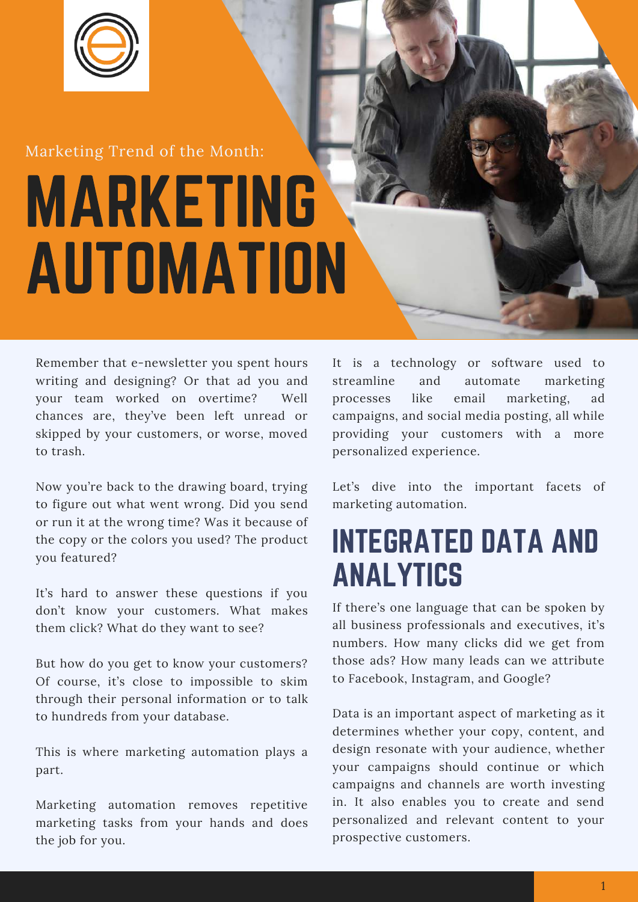Marketing Trend of the Month:

# MARKETING AUTOMATION

Remember that e-newsletter you spent hours writing and designing? Or that ad you and your team worked on overtime? Well chances are, they've been left unread or skipped by your customers, or worse, moved to trash.

Now you're back to the drawing board, trying to figure out what went wrong. Did you send or run it at the wrong time? Was it because of the copy or the colors you used? The product you featured?

It's hard to answer these questions if you don't know your customers. What makes them click? What do they want to see?

But how do you get to know your customers? Of course, it's close to impossible to skim through their personal information or to talk to hundreds from your database.

This is where marketing automation plays a part.

Marketing automation removes repetitive marketing tasks from your hands and does the job for you.

It is a technology or software used to streamline and automate marketing processes like email marketing, ad campaigns, and social media posting, all while providing your customers with a more personalized experience.

Let's dive into the important facets of marketing automation.

## INTEGRATED DATA AND ANALYTICS

If there's one language that can be spoken by all business professionals and executives, it's numbers. How many clicks did we get from those ads? How many leads can we attribute to Facebook, Instagram, and Google?

Data is an important aspect of marketing as it determines whether your copy, content, and design resonate with your audience, whether your campaigns should continue or which campaigns and channels are worth investing in. It also enables you to create and send personalized and relevant content to your prospective customers.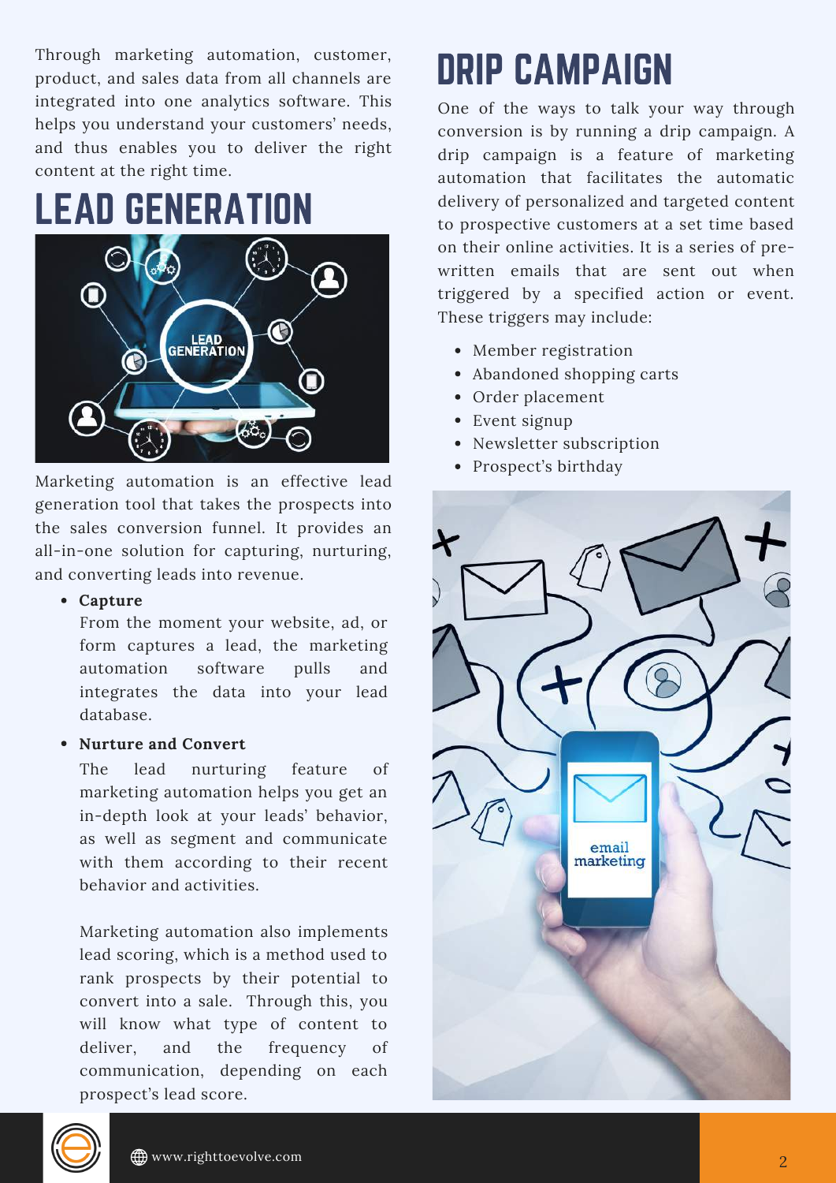Through marketing automation, customer, product, and sales data from all channels are integrated into one analytics software. This helps you understand your customers' needs, and thus enables you to deliver the right content at the right time.

# LEAD GENERATION

Marketing automation is an effective lead generation tool that takes the prospects into the sales conversion funnel. It provides an all-in-one solution for capturing, nurturing, and converting leads into revenue.

- **Capture**

  From the moment your website, ad, or form captures a lead, the marketing automation software pulls and integrates the data into your lead database.

- **Nurture and Convert**

  The lead nurturing feature of marketing automation helps you get an in-depth look at your leads' behavior, as well as segment and communicate with them according to their recent behavior and activities.

  Marketing automation also implements lead scoring, which is a method used to rank prospects by their potential to convert into a sale. Through this, you will know what type of content to deliver, and the frequency of communication, depending on each prospect's lead score.

# DRIP CAMPAIGN

One of the ways to talk your way through conversion is by running a drip campaign. A drip campaign is a feature of marketing automation that facilitates the automatic delivery of personalized and targeted content to prospective customers at a set time based on their online activities. It is a series of pre-written emails that are sent out when triggered by a specified action or event. These triggers may include:

- Member registration
- Abandoned shopping carts
- Order placement
- Event signup
- Newsletter subscription
- Prospect's birthday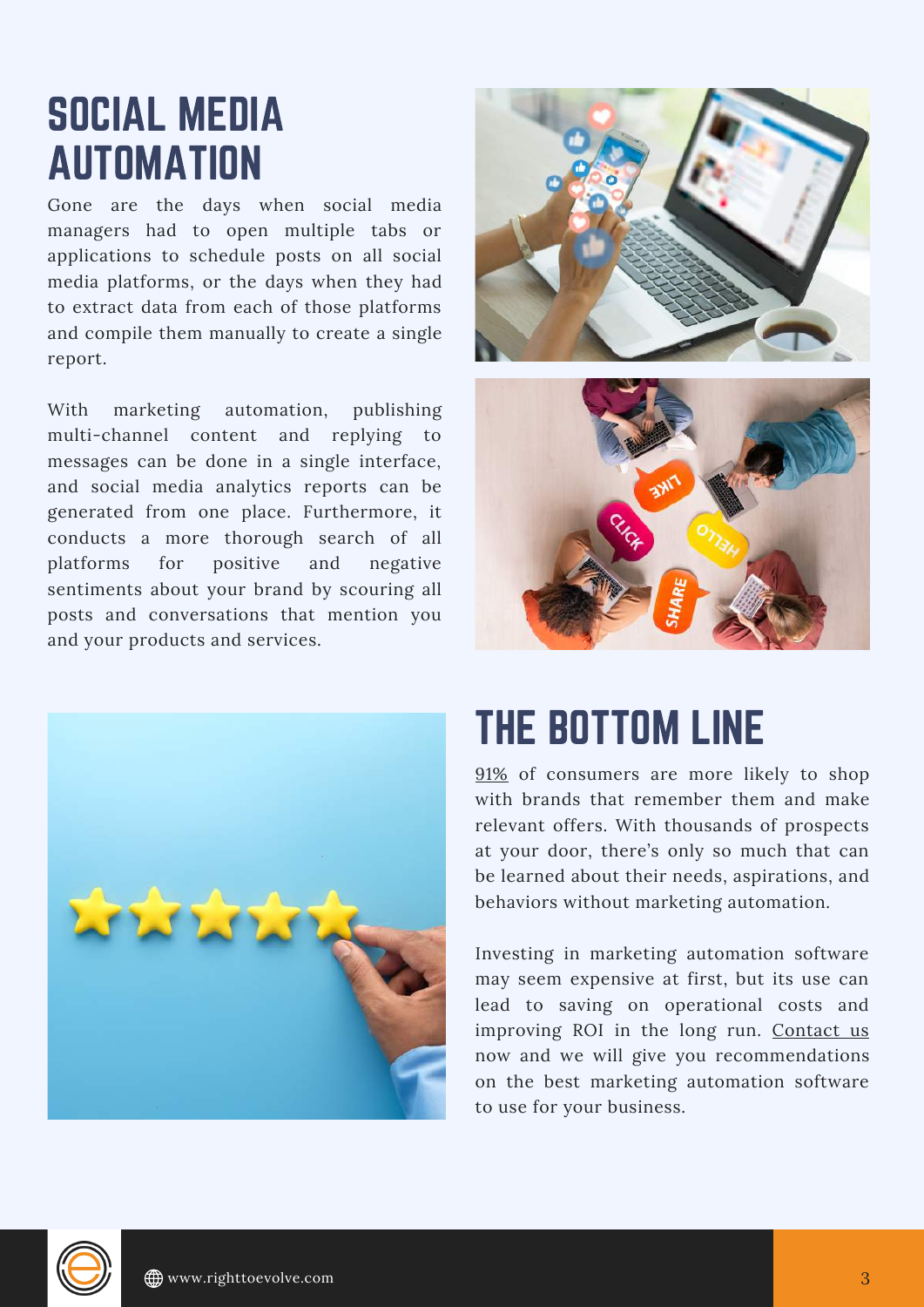# SOCIAL MEDIA AUTOMATION

Gone are the days when social media managers had to open multiple tabs or applications to schedule posts on all social media platforms, or the days when they had to extract data from each of those platforms and compile them manually to create a single report.

With marketing automation, publishing multi-channel content and replying to messages can be done in a single interface, and social media analytics reports can be generated from one place. Furthermore, it conducts a more thorough search of all platforms for positive and negative sentiments about your brand by scouring all posts and conversations that mention you and your products and services.

# THE BOTTOM LINE

91% of consumers are more likely to shop with brands that remember them and make relevant offers. With thousands of prospects at your door, there's only so much that can be learned about their needs, aspirations, and behaviors without marketing automation.

Investing in marketing automation software may seem expensive at first, but its use can lead to saving on operational costs and improving ROI in the long run. Contact us now and we will give you recommendations on the best marketing automation software to use for your business.